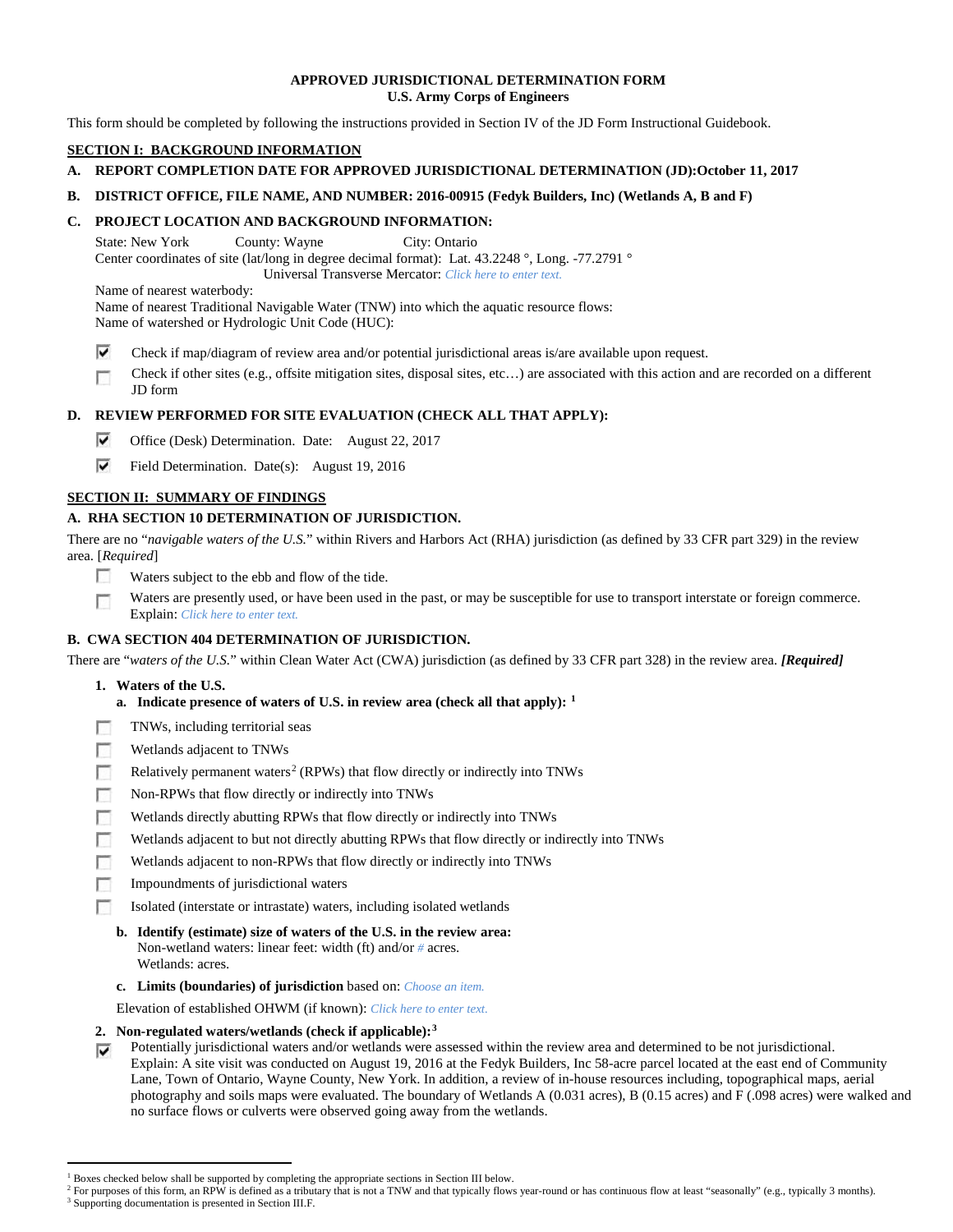**APPROVED JURISDICTIONAL DETERMINATION FORM**
**U.S. Army Corps of Engineers**

This form should be completed by following the instructions provided in Section IV of the JD Form Instructional Guidebook.

## SECTION I: BACKGROUND INFORMATION

**A. REPORT COMPLETION DATE FOR APPROVED JURISDICTIONAL DETERMINATION (JD):October 11, 2017**

**B. DISTRICT OFFICE, FILE NAME, AND NUMBER: 2016-00915 (Fedyk Builders, Inc) (Wetlands A, B and F)**

**C. PROJECT LOCATION AND BACKGROUND INFORMATION:**

State: New York County: Wayne City: Ontario
Center coordinates of site (lat/long in degree decimal format): Lat. 43.2248 °, Long. -77.2791 °
Universal Transverse Mercator: *Click here to enter text.*
Name of nearest waterbody:
Name of nearest Traditional Navigable Water (TNW) into which the aquatic resource flows:
Name of watershed or Hydrologic Unit Code (HUC):

- [x] Check if map/diagram of review area and/or potential jurisdictional areas is/are available upon request.
- [ ] Check if other sites (e.g., offsite mitigation sites, disposal sites, etc…) are associated with this action and are recorded on a different JD form

**D. REVIEW PERFORMED FOR SITE EVALUATION (CHECK ALL THAT APPLY):**

- [x] Office (Desk) Determination. Date: August 22, 2017
- [x] Field Determination. Date(s): August 19, 2016

## SECTION II: SUMMARY OF FINDINGS

**A. RHA SECTION 10 DETERMINATION OF JURISDICTION.**

There are no "*navigable waters of the U.S.*" within Rivers and Harbors Act (RHA) jurisdiction (as defined by 33 CFR part 329) in the review area. [*Required*]

- [ ] Waters subject to the ebb and flow of the tide.
- [ ] Waters are presently used, or have been used in the past, or may be susceptible for use to transport interstate or foreign commerce. Explain: *Click here to enter text.*

**B. CWA SECTION 404 DETERMINATION OF JURISDICTION.**

There are "*waters of the U.S.*" within Clean Water Act (CWA) jurisdiction (as defined by 33 CFR part 328) in the review area. ***[Required]***

**1. Waters of the U.S.**

**a. Indicate presence of waters of U.S. in review area (check all that apply):** [1]

- [ ] TNWs, including territorial seas
- [ ] Wetlands adjacent to TNWs
- [ ] Relatively permanent waters[2] (RPWs) that flow directly or indirectly into TNWs
- [ ] Non-RPWs that flow directly or indirectly into TNWs
- [ ] Wetlands directly abutting RPWs that flow directly or indirectly into TNWs
- [ ] Wetlands adjacent to but not directly abutting RPWs that flow directly or indirectly into TNWs
- [ ] Wetlands adjacent to non-RPWs that flow directly or indirectly into TNWs
- [ ] Impoundments of jurisdictional waters
- [ ] Isolated (interstate or intrastate) waters, including isolated wetlands

**b. Identify (estimate) size of waters of the U.S. in the review area:**
Non-wetland waters: linear feet: width (ft) and/or # acres.
Wetlands: acres.

**c. Limits (boundaries) of jurisdiction** based on: *Choose an item.*

Elevation of established OHWM (if known): *Click here to enter text.*

**2. Non-regulated waters/wetlands (check if applicable):**[3]

- [x] Potentially jurisdictional waters and/or wetlands were assessed within the review area and determined to be not jurisdictional. Explain: A site visit was conducted on August 19, 2016 at the Fedyk Builders, Inc 58-acre parcel located at the east end of Community Lane, Town of Ontario, Wayne County, New York. In addition, a review of in-house resources including, topographical maps, aerial photography and soils maps were evaluated. The boundary of Wetlands A (0.031 acres), B (0.15 acres) and F (.098 acres) were walked and no surface flows or culverts were observed going away from the wetlands.

---

[1] Boxes checked below shall be supported by completing the appropriate sections in Section III below.
[2] For purposes of this form, an RPW is defined as a tributary that is not a TNW and that typically flows year-round or has continuous flow at least "seasonally" (e.g., typically 3 months).
[3] Supporting documentation is presented in Section III.F.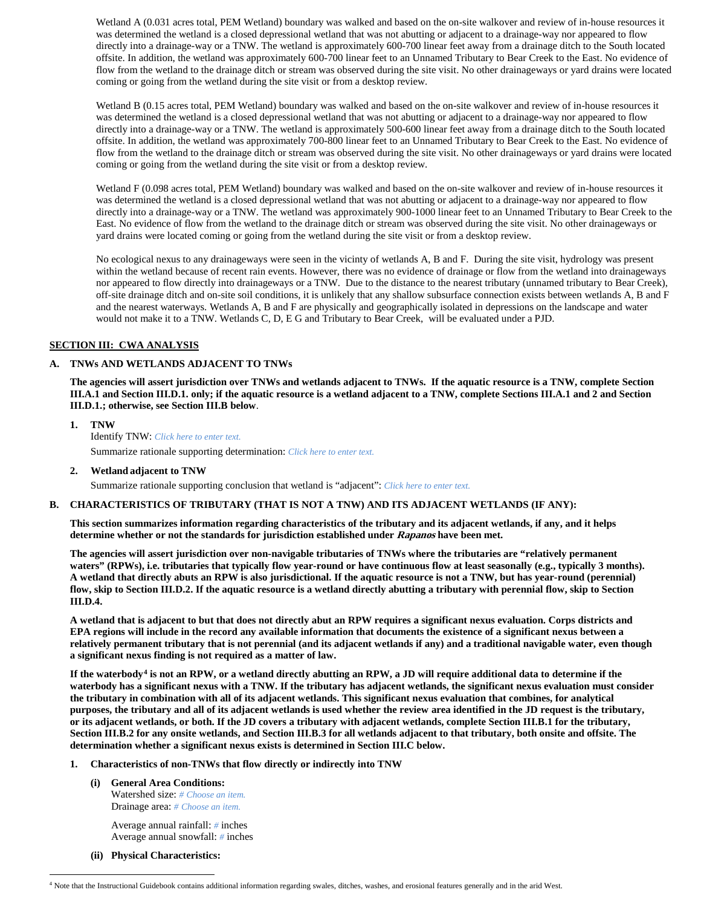Wetland A (0.031 acres total, PEM Wetland) boundary was walked and based on the on-site walkover and review of in-house resources it was determined the wetland is a closed depressional wetland that was not abutting or adjacent to a drainage-way nor appeared to flow directly into a drainage-way or a TNW. The wetland is approximately 600-700 linear feet away from a drainage ditch to the South located offsite. In addition, the wetland was approximately 600-700 linear feet to an Unnamed Tributary to Bear Creek to the East. No evidence of flow from the wetland to the drainage ditch or stream was observed during the site visit. No other drainageways or yard drains were located coming or going from the wetland during the site visit or from a desktop review.

Wetland B (0.15 acres total, PEM Wetland) boundary was walked and based on the on-site walkover and review of in-house resources it was determined the wetland is a closed depressional wetland that was not abutting or adjacent to a drainage-way nor appeared to flow directly into a drainage-way or a TNW. The wetland is approximately 500-600 linear feet away from a drainage ditch to the South located offsite. In addition, the wetland was approximately 700-800 linear feet to an Unnamed Tributary to Bear Creek to the East. No evidence of flow from the wetland to the drainage ditch or stream was observed during the site visit. No other drainageways or yard drains were located coming or going from the wetland during the site visit or from a desktop review.

Wetland F (0.098 acres total, PEM Wetland) boundary was walked and based on the on-site walkover and review of in-house resources it was determined the wetland is a closed depressional wetland that was not abutting or adjacent to a drainage-way nor appeared to flow directly into a drainage-way or a TNW. The wetland was approximately 900-1000 linear feet to an Unnamed Tributary to Bear Creek to the East. No evidence of flow from the wetland to the drainage ditch or stream was observed during the site visit. No other drainageways or yard drains were located coming or going from the wetland during the site visit or from a desktop review.

No ecological nexus to any drainageways were seen in the vicinity of wetlands A, B and F. During the site visit, hydrology was present within the wetland because of recent rain events. However, there was no evidence of drainage or flow from the wetland into drainageways nor appeared to flow directly into drainageways or a TNW. Due to the distance to the nearest tributary (unnamed tributary to Bear Creek), off-site drainage ditch and on-site soil conditions, it is unlikely that any shallow subsurface connection exists between wetlands A, B and F and the nearest waterways. Wetlands A, B and F are physically and geographically isolated in depressions on the landscape and water would not make it to a TNW. Wetlands C, D, E G and Tributary to Bear Creek, will be evaluated under a PJD.

## SECTION III: CWA ANALYSIS

### A. TNWs AND WETLANDS ADJACENT TO TNWs

**The agencies will assert jurisdiction over TNWs and wetlands adjacent to TNWs. If the aquatic resource is a TNW, complete Section III.A.1 and Section III.D.1. only; if the aquatic resource is a wetland adjacent to a TNW, complete Sections III.A.1 and 2 and Section III.D.1.; otherwise, see Section III.B below.**

**1. TNW**

Identify TNW: *Click here to enter text.*

Summarize rationale supporting determination: *Click here to enter text.*

**2. Wetland adjacent to TNW**

Summarize rationale supporting conclusion that wetland is "adjacent": *Click here to enter text.*

### B. CHARACTERISTICS OF TRIBUTARY (THAT IS NOT A TNW) AND ITS ADJACENT WETLANDS (IF ANY):

**This section summarizes information regarding characteristics of the tributary and its adjacent wetlands, if any, and it helps determine whether or not the standards for jurisdiction established under *Rapanos* have been met.**

**The agencies will assert jurisdiction over non-navigable tributaries of TNWs where the tributaries are "relatively permanent waters" (RPWs), i.e. tributaries that typically flow year-round or have continuous flow at least seasonally (e.g., typically 3 months). A wetland that directly abuts an RPW is also jurisdictional. If the aquatic resource is not a TNW, but has year-round (perennial) flow, skip to Section III.D.2. If the aquatic resource is a wetland directly abutting a tributary with perennial flow, skip to Section III.D.4.**

**A wetland that is adjacent to but that does not directly abut an RPW requires a significant nexus evaluation. Corps districts and EPA regions will include in the record any available information that documents the existence of a significant nexus between a relatively permanent tributary that is not perennial (and its adjacent wetlands if any) and a traditional navigable water, even though a significant nexus finding is not required as a matter of law.**

**If the waterbody[4] is not an RPW, or a wetland directly abutting an RPW, a JD will require additional data to determine if the waterbody has a significant nexus with a TNW. If the tributary has adjacent wetlands, the significant nexus evaluation must consider the tributary in combination with all of its adjacent wetlands. This significant nexus evaluation that combines, for analytical purposes, the tributary and all of its adjacent wetlands is used whether the review area identified in the JD request is the tributary, or its adjacent wetlands, or both. If the JD covers a tributary with adjacent wetlands, complete Section III.B.1 for the tributary, Section III.B.2 for any onsite wetlands, and Section III.B.3 for all wetlands adjacent to that tributary, both onsite and offsite. The determination whether a significant nexus exists is determined in Section III.C below.**

**1. Characteristics of non-TNWs that flow directly or indirectly into TNW**

**(i) General Area Conditions:**

Watershed size: *# Choose an item.*
Drainage area: *# Choose an item.*

Average annual rainfall: *#* inches
Average annual snowfall: *#* inches

**(ii) Physical Characteristics:**

[4] Note that the Instructional Guidebook contains additional information regarding swales, ditches, washes, and erosional features generally and in the arid West.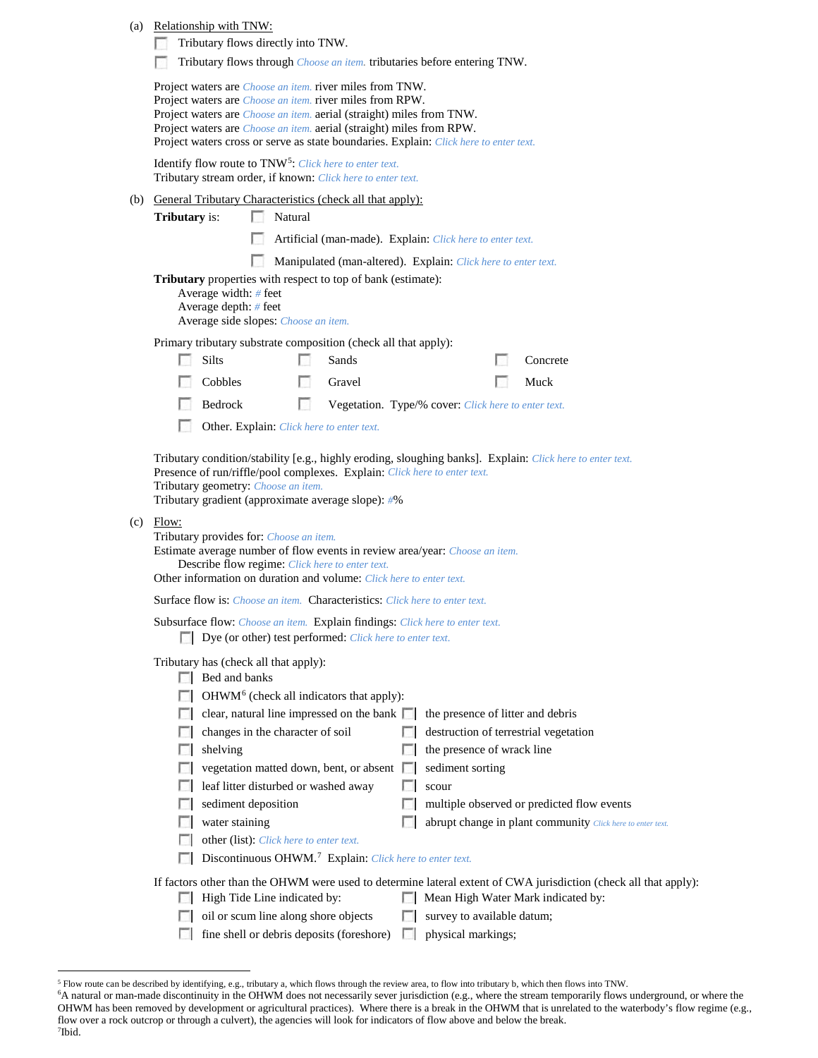(a) Relationship with TNW:

- ☐ Tributary flows directly into TNW.
- ☐ Tributary flows through *Choose an item.* tributaries before entering TNW.

Project waters are *Choose an item.* river miles from TNW.
Project waters are *Choose an item.* river miles from RPW.
Project waters are *Choose an item.* aerial (straight) miles from TNW.
Project waters are *Choose an item.* aerial (straight) miles from RPW.
Project waters cross or serve as state boundaries. Explain: *Click here to enter text.*

Identify flow route to TNW[5]: *Click here to enter text.*
Tributary stream order, if known: *Click here to enter text.*

(b) General Tributary Characteristics (check all that apply):

**Tributary** is:
- ☐ Natural
- ☐ Artificial (man-made). Explain: *Click here to enter text.*
- ☐ Manipulated (man-altered). Explain: *Click here to enter text.*

**Tributary** properties with respect to top of bank (estimate):
Average width: *#* feet
Average depth: *#* feet
Average side slopes: *Choose an item.*

Primary tributary substrate composition (check all that apply):

- ☐ Silts
- ☐ Sands
- ☐ Concrete
- ☐ Cobbles
- ☐ Gravel
- ☐ Muck
- ☐ Bedrock
- ☐ Vegetation. Type/% cover: *Click here to enter text.*
- ☐ Other. Explain: *Click here to enter text.*

Tributary condition/stability [e.g., highly eroding, sloughing banks]. Explain: *Click here to enter text.*
Presence of run/riffle/pool complexes. Explain: *Click here to enter text.*
Tributary geometry: *Choose an item.*
Tributary gradient (approximate average slope): *#*%

(c) Flow:

Tributary provides for: *Choose an item.*
Estimate average number of flow events in review area/year: *Choose an item.*
Describe flow regime: *Click here to enter text.*
Other information on duration and volume: *Click here to enter text.*

Surface flow is: *Choose an item.* Characteristics: *Click here to enter text.*

Subsurface flow: *Choose an item.* Explain findings: *Click here to enter text.*
- ☐ Dye (or other) test performed: *Click here to enter text.*

Tributary has (check all that apply):
- ☐ Bed and banks
- ☐ OHWM[6] (check all indicators that apply):
  - ☐ clear, natural line impressed on the bank
  - ☐ the presence of litter and debris
  - ☐ changes in the character of soil
  - ☐ destruction of terrestrial vegetation
  - ☐ shelving
  - ☐ the presence of wrack line
  - ☐ vegetation matted down, bent, or absent
  - ☐ sediment sorting
  - ☐ leaf litter disturbed or washed away
  - ☐ scour
  - ☐ sediment deposition
  - ☐ multiple observed or predicted flow events
  - ☐ water staining
  - ☐ abrupt change in plant community *Click here to enter text.*
  - ☐ other (list): *Click here to enter text.*
- ☐ Discontinuous OHWM.[7] Explain: *Click here to enter text.*

If factors other than the OHWM were used to determine lateral extent of CWA jurisdiction (check all that apply):
- ☐ High Tide Line indicated by:
- ☐ Mean High Water Mark indicated by:
- ☐ oil or scum line along shore objects
- ☐ survey to available datum;
- ☐ fine shell or debris deposits (foreshore)
- ☐ physical markings;

---

[5] Flow route can be described by identifying, e.g., tributary a, which flows through the review area, to flow into tributary b, which then flows into TNW.
[6] A natural or man-made discontinuity in the OHWM does not necessarily sever jurisdiction (e.g., where the stream temporarily flows underground, or where the OHWM has been removed by development or agricultural practices). Where there is a break in the OHWM that is unrelated to the waterbody's flow regime (e.g., flow over a rock outcrop or through a culvert), the agencies will look for indicators of flow above and below the break.
[7] Ibid.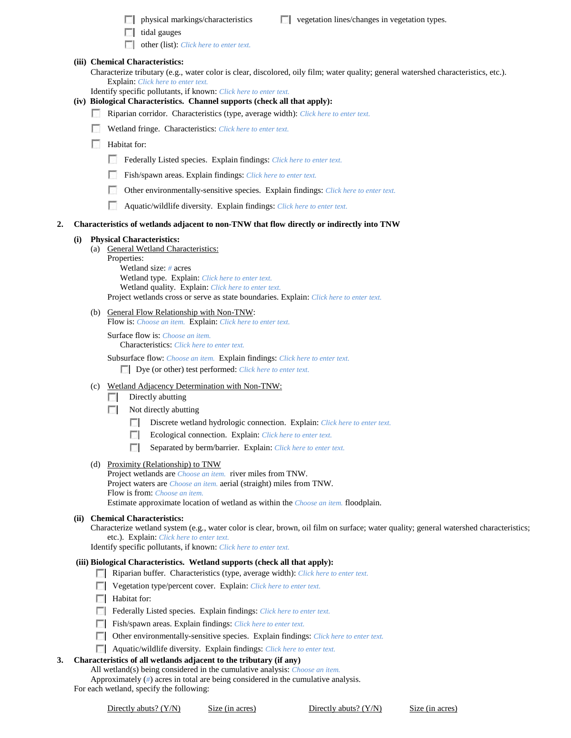- ☐ physical markings/characteristics
- ☐ vegetation lines/changes in vegetation types.
- ☐ tidal gauges
- ☐ other (list): *Click here to enter text.*

**(iii) Chemical Characteristics:**

Characterize tributary (e.g., water color is clear, discolored, oily film; water quality; general watershed characteristics, etc.). Explain: *Click here to enter text.*

Identify specific pollutants, if known: *Click here to enter text.*

**(iv) Biological Characteristics. Channel supports (check all that apply):**

- ☐ Riparian corridor. Characteristics (type, average width): *Click here to enter text.*
- ☐ Wetland fringe. Characteristics: *Click here to enter text.*
- ☐ Habitat for:
  - ☐ Federally Listed species. Explain findings: *Click here to enter text.*
  - ☐ Fish/spawn areas. Explain findings: *Click here to enter text.*
  - ☐ Other environmentally-sensitive species. Explain findings: *Click here to enter text.*
  - ☐ Aquatic/wildlife diversity. Explain findings: *Click here to enter text.*

**2. Characteristics of wetlands adjacent to non-TNW that flow directly or indirectly into TNW**

**(i) Physical Characteristics:**

(a) General Wetland Characteristics:

Properties:

Wetland size: *#* acres

Wetland type. Explain: *Click here to enter text.*

Wetland quality. Explain: *Click here to enter text.*

Project wetlands cross or serve as state boundaries. Explain: *Click here to enter text.*

(b) General Flow Relationship with Non-TNW:

Flow is: *Choose an item.* Explain: *Click here to enter text.*

Surface flow is: *Choose an item.*

Characteristics: *Click here to enter text.*

Subsurface flow: *Choose an item.* Explain findings: *Click here to enter text.*

- ☐ Dye (or other) test performed: *Click here to enter text.*

(c) Wetland Adjacency Determination with Non-TNW:

- ☐ Directly abutting
- ☐ Not directly abutting
  - ☐ Discrete wetland hydrologic connection. Explain: *Click here to enter text.*
  - ☐ Ecological connection. Explain: *Click here to enter text.*
  - ☐ Separated by berm/barrier. Explain: *Click here to enter text.*

(d) Proximity (Relationship) to TNW

Project wetlands are *Choose an item.* river miles from TNW.

Project waters are *Choose an item.* aerial (straight) miles from TNW.

Flow is from: *Choose an item.*

Estimate approximate location of wetland as within the *Choose an item.* floodplain.

**(ii) Chemical Characteristics:**

Characterize wetland system (e.g., water color is clear, brown, oil film on surface; water quality; general watershed characteristics; etc.). Explain: *Click here to enter text.*

Identify specific pollutants, if known: *Click here to enter text.*

**(iii) Biological Characteristics. Wetland supports (check all that apply):**

- ☐ Riparian buffer. Characteristics (type, average width): *Click here to enter text.*
- ☐ Vegetation type/percent cover. Explain: *Click here to enter text.*
- ☐ Habitat for:
- ☐ Federally Listed species. Explain findings: *Click here to enter text.*
- ☐ Fish/spawn areas. Explain findings: *Click here to enter text.*
- ☐ Other environmentally-sensitive species. Explain findings: *Click here to enter text.*
- ☐ Aquatic/wildlife diversity. Explain findings: *Click here to enter text.*

**3. Characteristics of all wetlands adjacent to the tributary (if any)**

All wetland(s) being considered in the cumulative analysis: *Choose an item.*

Approximately (*#*) acres in total are being considered in the cumulative analysis.

For each wetland, specify the following:

| Directly abuts? (Y/N) | Size (in acres) | Directly abuts? (Y/N) | Size (in acres) |
|---|---|---|---|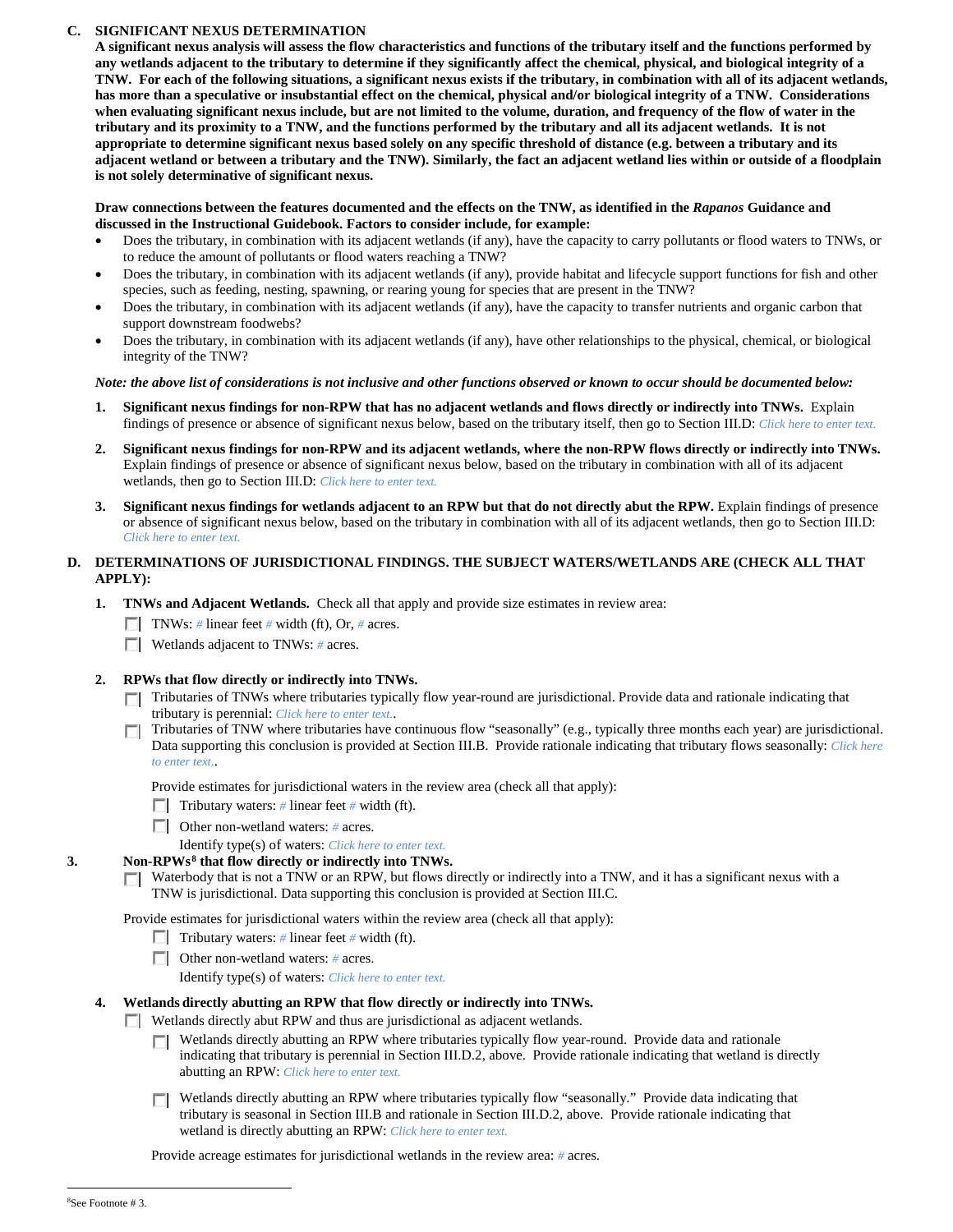**C. SIGNIFICANT NEXUS DETERMINATION**

**A significant nexus analysis will assess the flow characteristics and functions of the tributary itself and the functions performed by any wetlands adjacent to the tributary to determine if they significantly affect the chemical, physical, and biological integrity of a TNW. For each of the following situations, a significant nexus exists if the tributary, in combination with all of its adjacent wetlands, has more than a speculative or insubstantial effect on the chemical, physical and/or biological integrity of a TNW. Considerations when evaluating significant nexus include, but are not limited to the volume, duration, and frequency of the flow of water in the tributary and its proximity to a TNW, and the functions performed by the tributary and all its adjacent wetlands. It is not appropriate to determine significant nexus based solely on any specific threshold of distance (e.g. between a tributary and its adjacent wetland or between a tributary and the TNW). Similarly, the fact an adjacent wetland lies within or outside of a floodplain is not solely determinative of significant nexus.**

**Draw connections between the features documented and the effects on the TNW, as identified in the *Rapanos* Guidance and discussed in the Instructional Guidebook. Factors to consider include, for example:**

- Does the tributary, in combination with its adjacent wetlands (if any), have the capacity to carry pollutants or flood waters to TNWs, or to reduce the amount of pollutants or flood waters reaching a TNW?
- Does the tributary, in combination with its adjacent wetlands (if any), provide habitat and lifecycle support functions for fish and other species, such as feeding, nesting, spawning, or rearing young for species that are present in the TNW?
- Does the tributary, in combination with its adjacent wetlands (if any), have the capacity to transfer nutrients and organic carbon that support downstream foodwebs?
- Does the tributary, in combination with its adjacent wetlands (if any), have other relationships to the physical, chemical, or biological integrity of the TNW?

***Note: the above list of considerations is not inclusive and other functions observed or known to occur should be documented below:***

1. **Significant nexus findings for non-RPW that has no adjacent wetlands and flows directly or indirectly into TNWs.** Explain findings of presence or absence of significant nexus below, based on the tributary itself, then go to Section III.D: *Click here to enter text.*

2. **Significant nexus findings for non-RPW and its adjacent wetlands, where the non-RPW flows directly or indirectly into TNWs.** Explain findings of presence or absence of significant nexus below, based on the tributary in combination with all of its adjacent wetlands, then go to Section III.D: *Click here to enter text.*

3. **Significant nexus findings for wetlands adjacent to an RPW but that do not directly abut the RPW.** Explain findings of presence or absence of significant nexus below, based on the tributary in combination with all of its adjacent wetlands, then go to Section III.D: *Click here to enter text.*

**D. DETERMINATIONS OF JURISDICTIONAL FINDINGS. THE SUBJECT WATERS/WETLANDS ARE (CHECK ALL THAT APPLY):**

1. **TNWs and Adjacent Wetlands.** Check all that apply and provide size estimates in review area:
   - ☐ TNWs: # linear feet # width (ft), Or, # acres.
   - ☐ Wetlands adjacent to TNWs: # acres.

2. **RPWs that flow directly or indirectly into TNWs.**
   - ☐ Tributaries of TNWs where tributaries typically flow year-round are jurisdictional. Provide data and rationale indicating that tributary is perennial: *Click here to enter text.*.
   - ☐ Tributaries of TNW where tributaries have continuous flow "seasonally" (e.g., typically three months each year) are jurisdictional. Data supporting this conclusion is provided at Section III.B. Provide rationale indicating that tributary flows seasonally: *Click here to enter text.*.

   Provide estimates for jurisdictional waters in the review area (check all that apply):
   - ☐ Tributary waters: # linear feet # width (ft).
   - ☐ Other non-wetland waters: # acres.

     Identify type(s) of waters: *Click here to enter text.*

3. **Non-RPWs[8] that flow directly or indirectly into TNWs.**
   - ☐ Waterbody that is not a TNW or an RPW, but flows directly or indirectly into a TNW, and it has a significant nexus with a TNW is jurisdictional. Data supporting this conclusion is provided at Section III.C.

   Provide estimates for jurisdictional waters within the review area (check all that apply):
   - ☐ Tributary waters: # linear feet # width (ft).
   - ☐ Other non-wetland waters: # acres.

     Identify type(s) of waters: *Click here to enter text.*

4. **Wetlands directly abutting an RPW that flow directly or indirectly into TNWs.**
   - ☐ Wetlands directly abut RPW and thus are jurisdictional as adjacent wetlands.
     - ☐ Wetlands directly abutting an RPW where tributaries typically flow year-round. Provide data and rationale indicating that tributary is perennial in Section III.D.2, above. Provide rationale indicating that wetland is directly abutting an RPW: *Click here to enter text.*
     - ☐ Wetlands directly abutting an RPW where tributaries typically flow "seasonally." Provide data indicating that tributary is seasonal in Section III.B and rationale in Section III.D.2, above. Provide rationale indicating that wetland is directly abutting an RPW: *Click here to enter text.*

   Provide acreage estimates for jurisdictional wetlands in the review area: # acres.

---

[8]See Footnote # 3.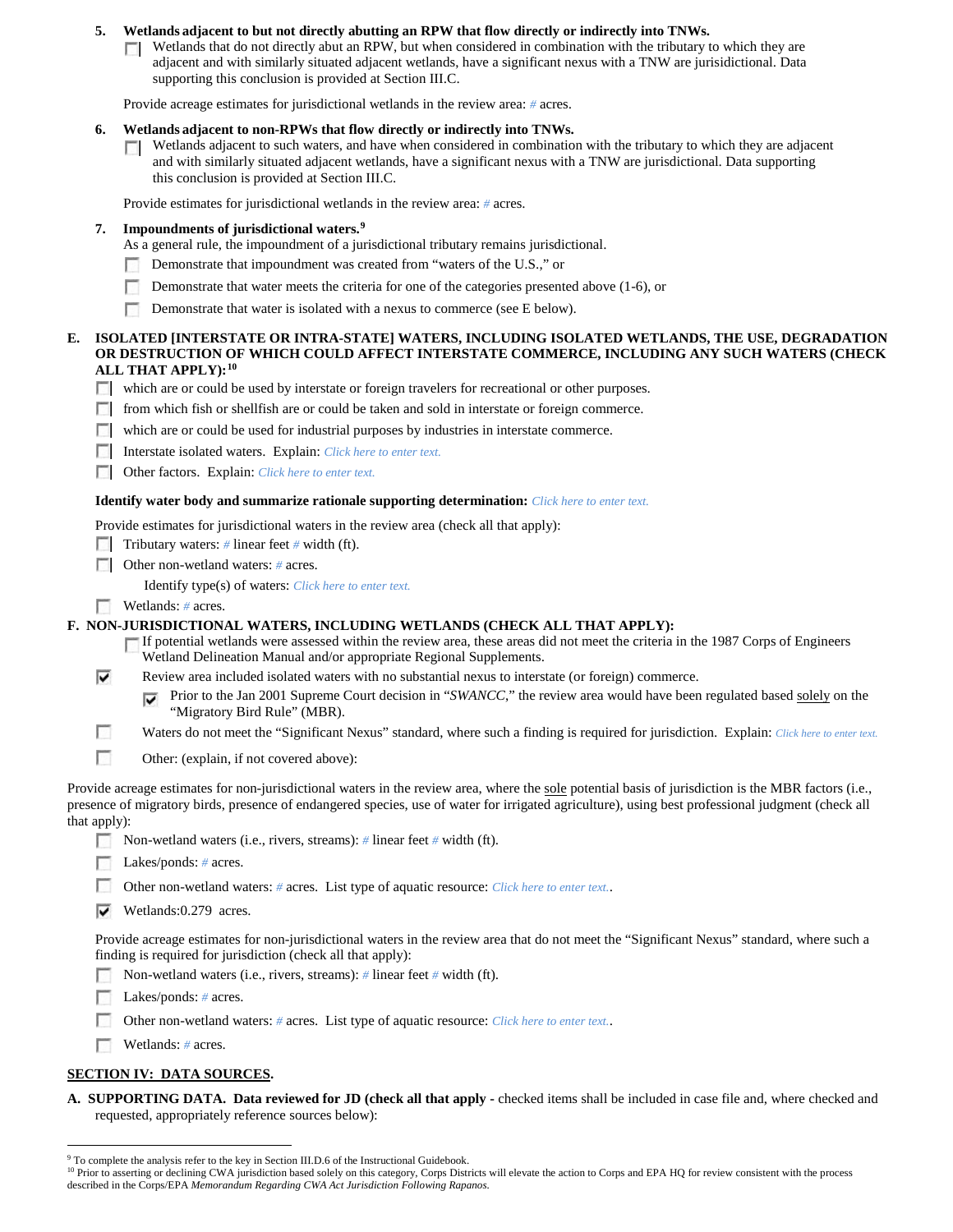5. **Wetlands adjacent to but not directly abutting an RPW that flow directly or indirectly into TNWs.**
   - [ ] Wetlands that do not directly abut an RPW, but when considered in combination with the tributary to which they are adjacent and with similarly situated adjacent wetlands, have a significant nexus with a TNW are jurisdictional. Data supporting this conclusion is provided at Section III.C.

   Provide acreage estimates for jurisdictional wetlands in the review area: # acres.

6. **Wetlands adjacent to non-RPWs that flow directly or indirectly into TNWs.**
   - [ ] Wetlands adjacent to such waters, and have when considered in combination with the tributary to which they are adjacent and with similarly situated adjacent wetlands, have a significant nexus with a TNW are jurisdictional. Data supporting this conclusion is provided at Section III.C.

   Provide estimates for jurisdictional wetlands in the review area: # acres.

7. **Impoundments of jurisdictional waters.**[9]
   As a general rule, the impoundment of a jurisdictional tributary remains jurisdictional.
   - [ ] Demonstrate that impoundment was created from "waters of the U.S.," or
   - [ ] Demonstrate that water meets the criteria for one of the categories presented above (1-6), or
   - [ ] Demonstrate that water is isolated with a nexus to commerce (see E below).

**E. ISOLATED [INTERSTATE OR INTRA-STATE] WATERS, INCLUDING ISOLATED WETLANDS, THE USE, DEGRADATION OR DESTRUCTION OF WHICH COULD AFFECT INTERSTATE COMMERCE, INCLUDING ANY SUCH WATERS (CHECK ALL THAT APPLY):**[10]

- [ ] which are or could be used by interstate or foreign travelers for recreational or other purposes.
- [ ] from which fish or shellfish are or could be taken and sold in interstate or foreign commerce.
- [ ] which are or could be used for industrial purposes by industries in interstate commerce.
- [ ] Interstate isolated waters. Explain: Click here to enter text.
- [ ] Other factors. Explain: Click here to enter text.

**Identify water body and summarize rationale supporting determination:** Click here to enter text.

Provide estimates for jurisdictional waters in the review area (check all that apply):
- [ ] Tributary waters: # linear feet # width (ft).
- [ ] Other non-wetland waters: # acres.
  Identify type(s) of waters: Click here to enter text.
- [ ] Wetlands: # acres.

**F. NON-JURISDICTIONAL WATERS, INCLUDING WETLANDS (CHECK ALL THAT APPLY):**

- [ ] If potential wetlands were assessed within the review area, these areas did not meet the criteria in the 1987 Corps of Engineers Wetland Delineation Manual and/or appropriate Regional Supplements.
- [x] Review area included isolated waters with no substantial nexus to interstate (or foreign) commerce.
  - [x] Prior to the Jan 2001 Supreme Court decision in "*SWANCC*," the review area would have been regulated based solely on the "Migratory Bird Rule" (MBR).
- [ ] Waters do not meet the "Significant Nexus" standard, where such a finding is required for jurisdiction. Explain: Click here to enter text.
- [ ] Other: (explain, if not covered above):

Provide acreage estimates for non-jurisdictional waters in the review area, where the sole potential basis of jurisdiction is the MBR factors (i.e., presence of migratory birds, presence of endangered species, use of water for irrigated agriculture), using best professional judgment (check all that apply):
- [ ] Non-wetland waters (i.e., rivers, streams): # linear feet # width (ft).
- [ ] Lakes/ponds: # acres.
- [ ] Other non-wetland waters: # acres. List type of aquatic resource: Click here to enter text..
- [x] Wetlands:0.279 acres.

Provide acreage estimates for non-jurisdictional waters in the review area that do not meet the "Significant Nexus" standard, where such a finding is required for jurisdiction (check all that apply):
- [ ] Non-wetland waters (i.e., rivers, streams): # linear feet # width (ft).
- [ ] Lakes/ponds: # acres.
- [ ] Other non-wetland waters: # acres. List type of aquatic resource: Click here to enter text..
- [ ] Wetlands: # acres.

## SECTION IV: DATA SOURCES.

**A. SUPPORTING DATA. Data reviewed for JD (check all that apply -** checked items shall be included in case file and, where checked and requested, appropriately reference sources below):

---

[9] To complete the analysis refer to the key in Section III.D.6 of the Instructional Guidebook.

[10] Prior to asserting or declining CWA jurisdiction based solely on this category, Corps Districts will elevate the action to Corps and EPA HQ for review consistent with the process described in the Corps/EPA *Memorandum Regarding CWA Act Jurisdiction Following Rapanos.*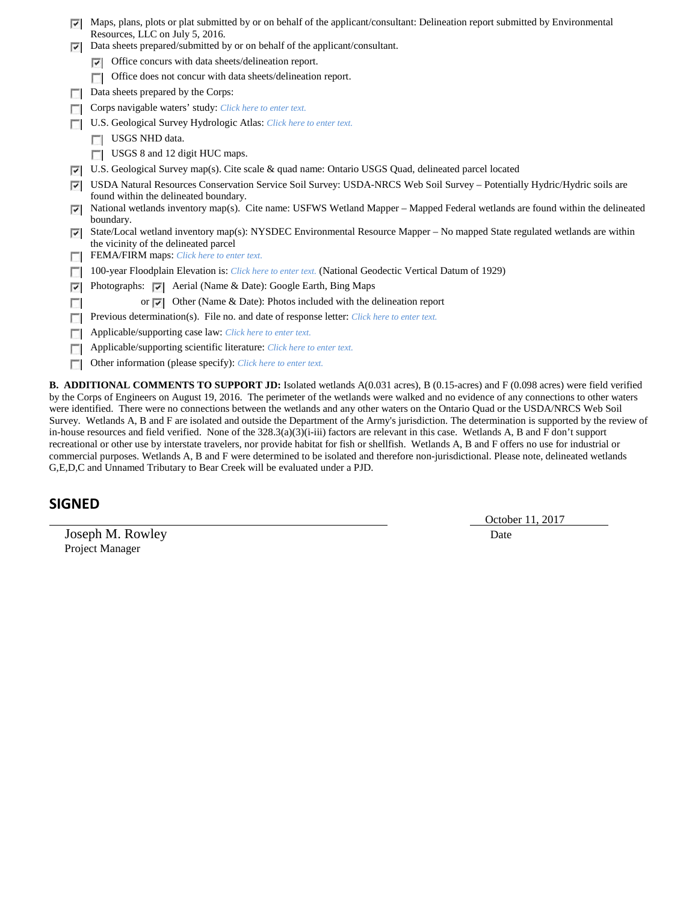- [x] Maps, plans, plots or plat submitted by or on behalf of the applicant/consultant: Delineation report submitted by Environmental Resources, LLC on July 5, 2016.
- [x] Data sheets prepared/submitted by or on behalf of the applicant/consultant.
  - [x] Office concurs with data sheets/delineation report.
  - [ ] Office does not concur with data sheets/delineation report.
- [ ] Data sheets prepared by the Corps:
- [ ] Corps navigable waters' study: *Click here to enter text.*
- [ ] U.S. Geological Survey Hydrologic Atlas: *Click here to enter text.*
  - [ ] USGS NHD data.
  - [ ] USGS 8 and 12 digit HUC maps.
- [x] U.S. Geological Survey map(s). Cite scale & quad name: Ontario USGS Quad, delineated parcel located
- [x] USDA Natural Resources Conservation Service Soil Survey: USDA-NRCS Web Soil Survey – Potentially Hydric/Hydric soils are found within the delineated boundary.
- [x] National wetlands inventory map(s). Cite name: USFWS Wetland Mapper – Mapped Federal wetlands are found within the delineated boundary.
- [x] State/Local wetland inventory map(s): NYSDEC Environmental Resource Mapper – No mapped State regulated wetlands are within the vicinity of the delineated parcel
- [ ] FEMA/FIRM maps: *Click here to enter text.*
- [ ] 100-year Floodplain Elevation is: *Click here to enter text.* (National Geodectic Vertical Datum of 1929)
- [x] Photographs: [x] Aerial (Name & Date): Google Earth, Bing Maps
- [ ] or [x] Other (Name & Date): Photos included with the delineation report
- [ ] Previous determination(s). File no. and date of response letter: *Click here to enter text.*
- [ ] Applicable/supporting case law: *Click here to enter text.*
- [ ] Applicable/supporting scientific literature: *Click here to enter text.*
- [ ] Other information (please specify): *Click here to enter text.*

**B. ADDITIONAL COMMENTS TO SUPPORT JD:** Isolated wetlands A(0.031 acres), B (0.15-acres) and F (0.098 acres) were field verified by the Corps of Engineers on August 19, 2016. The perimeter of the wetlands were walked and no evidence of any connections to other waters were identified. There were no connections between the wetlands and any other waters on the Ontario Quad or the USDA/NRCS Web Soil Survey. Wetlands A, B and F are isolated and outside the Department of the Army's jurisdiction. The determination is supported by the review of in-house resources and field verified. None of the 328.3(a)(3)(i-iii) factors are relevant in this case. Wetlands A, B and F don't support recreational or other use by interstate travelers, nor provide habitat for fish or shellfish. Wetlands A, B and F offers no use for industrial or commercial purposes. Wetlands A, B and F were determined to be isolated and therefore non-jurisdictional. Please note, delineated wetlands G,E,D,C and Unnamed Tributary to Bear Creek will be evaluated under a PJD.

## SIGNED

Joseph M. Rowley
Project Manager

October 11, 2017
Date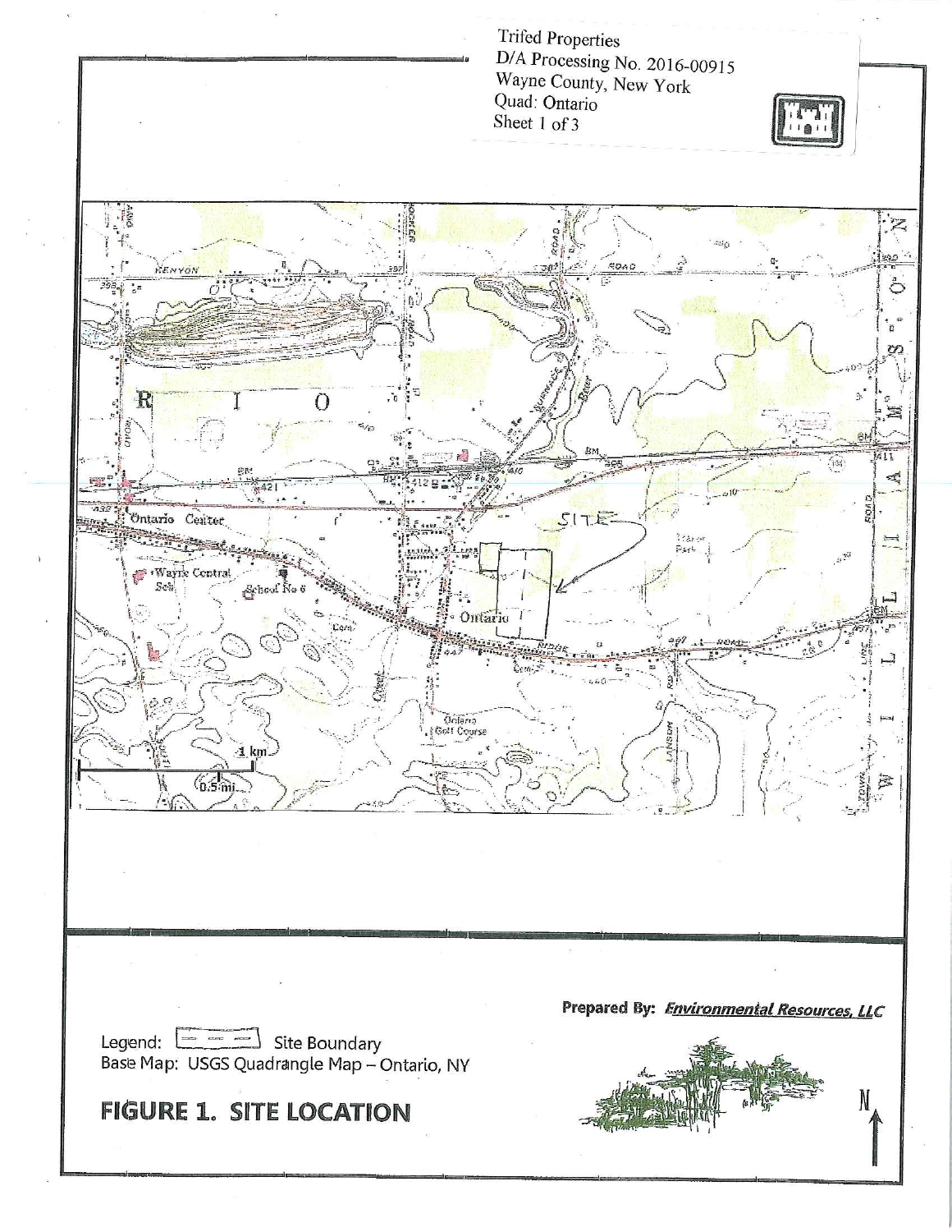Trifed Properties
D/A Processing No. 2016-00915
Wayne County, New York
Quad: Ontario
Sheet 1 of 3

Legend: Site Boundary
Base Map: USGS Quadrangle Map – Ontario, NY

**Prepared By:** ***Environmental Resources, LLC***

# FIGURE 1. SITE LOCATION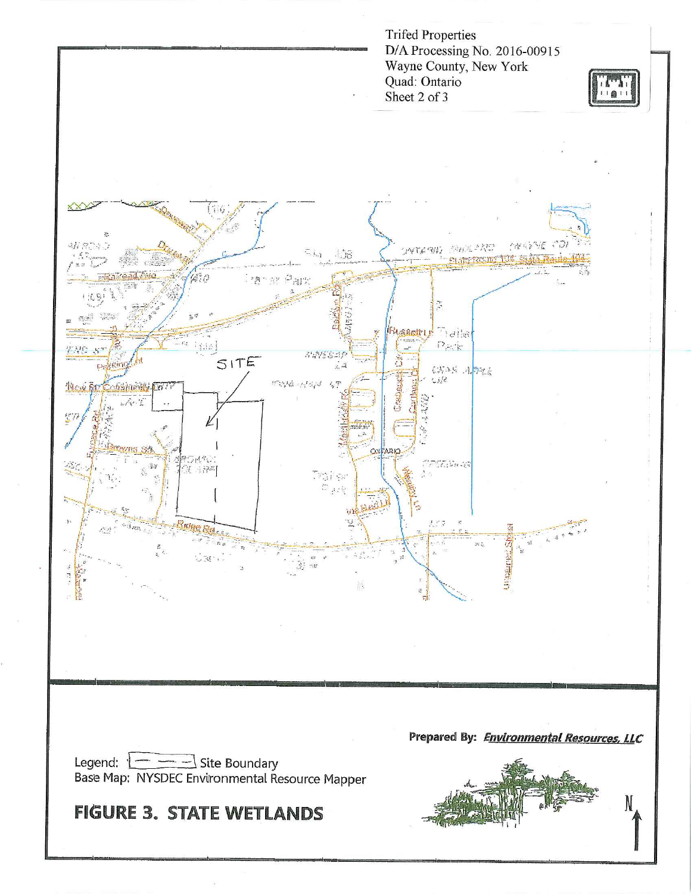Trifed Properties
D/A Processing No. 2016-00915
Wayne County, New York
Quad: Ontario
Sheet 2 of 3

SITE

Prepared By: ***Environmental Resources, LLC***

Legend: Site Boundary
Base Map: NYSDEC Environmental Resource Mapper

**FIGURE 3. STATE WETLANDS**

N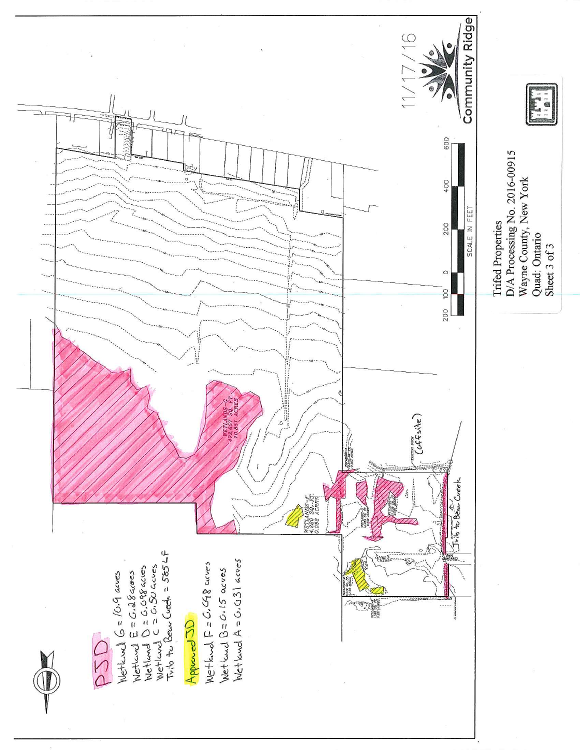PJD

Wetland G = 10.9 acres

Wetland E = 0.28 acres

Wetland D = 0.098 acres

Wetland C = 0.50 acres

Trib to Bear Creek = 585 LF

Approved JD

Wetland F = 0.098 acres

Wetland B = 0.15 acres

Wetland A = 0.031 acres

WETLANDS-G
472,857 SQ. FT.
10.851 ACRES

WETLANDS-F
4,280 SQ. FT.
0.098 ACRES

EXISTING DITCH (offsite)

Trib to Bear Creek

200 100 0 200 400 600

SCALE IN FEET

11/17/16

Community Ridge

Trifed Properties
D/A Processing No. 2016-00915
Wayne County, New York
Quad: Ontario
Sheet 3 of 3